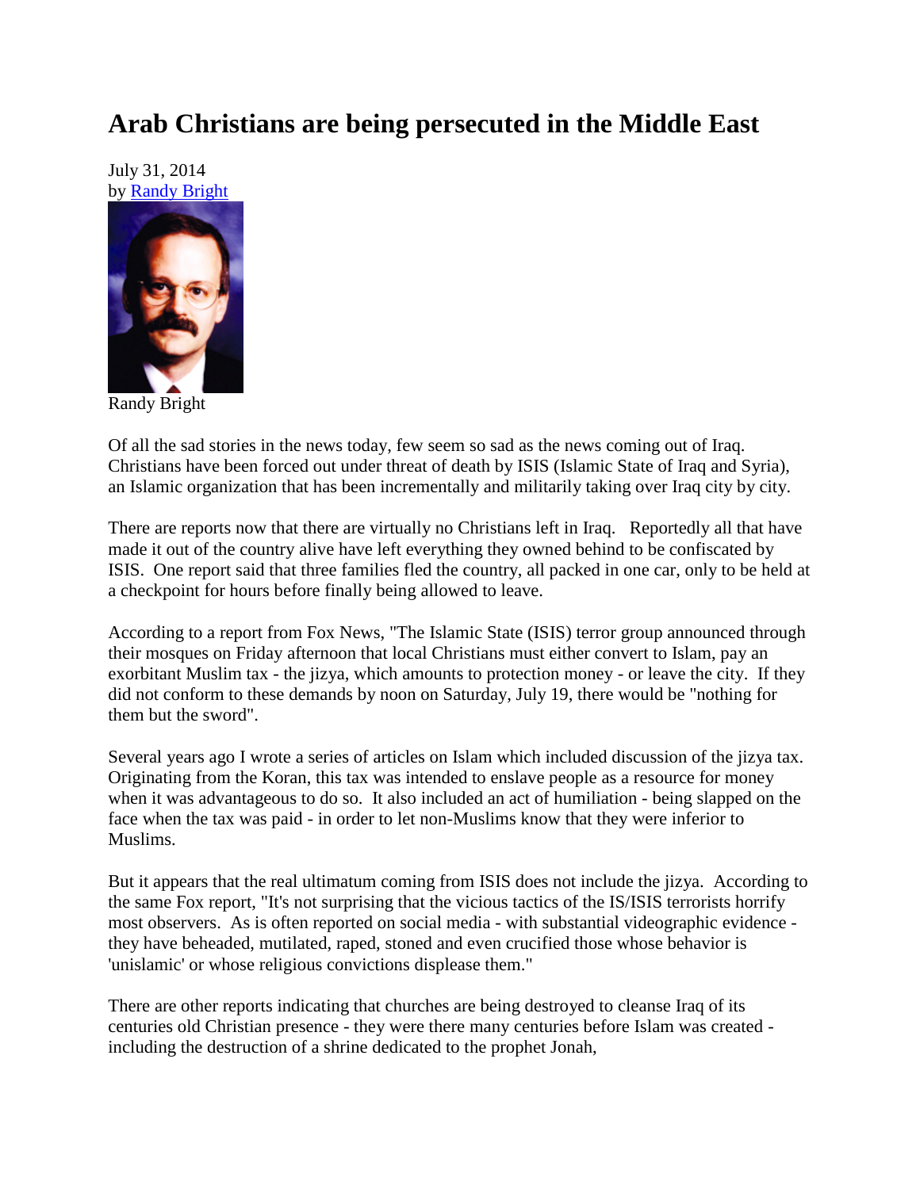# Arab Christians are being persecuted in the Middle East

July 31, 2014
by Randy Bright

Randy Bright

Of all the sad stories in the news today, few seem so sad as the news coming out of Iraq. Christians have been forced out under threat of death by ISIS (Islamic State of Iraq and Syria), an Islamic organization that has been incrementally and militarily taking over Iraq city by city.

There are reports now that there are virtually no Christians left in Iraq. Reportedly all that have made it out of the country alive have left everything they owned behind to be confiscated by ISIS. One report said that three families fled the country, all packed in one car, only to be held at a checkpoint for hours before finally being allowed to leave.

According to a report from Fox News, "The Islamic State (ISIS) terror group announced through their mosques on Friday afternoon that local Christians must either convert to Islam, pay an exorbitant Muslim tax - the jizya, which amounts to protection money - or leave the city. If they did not conform to these demands by noon on Saturday, July 19, there would be "nothing for them but the sword".

Several years ago I wrote a series of articles on Islam which included discussion of the jizya tax. Originating from the Koran, this tax was intended to enslave people as a resource for money when it was advantageous to do so. It also included an act of humiliation - being slapped on the face when the tax was paid - in order to let non-Muslims know that they were inferior to Muslims.

But it appears that the real ultimatum coming from ISIS does not include the jizya. According to the same Fox report, "It's not surprising that the vicious tactics of the IS/ISIS terrorists horrify most observers. As is often reported on social media - with substantial videographic evidence - they have beheaded, mutilated, raped, stoned and even crucified those whose behavior is 'unislamic' or whose religious convictions displease them."

There are other reports indicating that churches are being destroyed to cleanse Iraq of its centuries old Christian presence - they were there many centuries before Islam was created - including the destruction of a shrine dedicated to the prophet Jonah,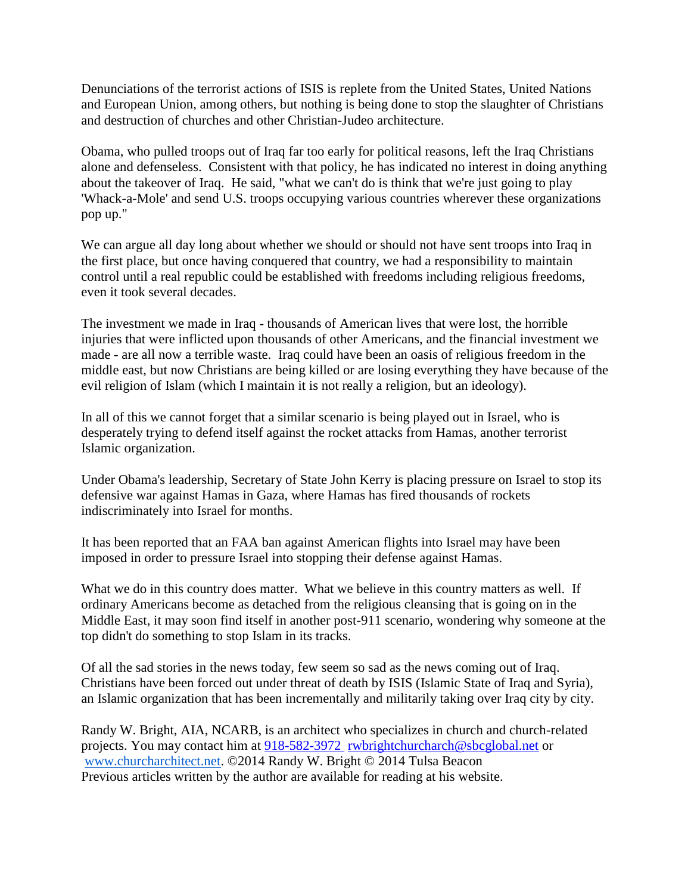Denunciations of the terrorist actions of ISIS is replete from the United States, United Nations and European Union, among others, but nothing is being done to stop the slaughter of Christians and destruction of churches and other Christian-Judeo architecture.

Obama, who pulled troops out of Iraq far too early for political reasons, left the Iraq Christians alone and defenseless. Consistent with that policy, he has indicated no interest in doing anything about the takeover of Iraq. He said, "what we can't do is think that we're just going to play 'Whack-a-Mole' and send U.S. troops occupying various countries wherever these organizations pop up."

We can argue all day long about whether we should or should not have sent troops into Iraq in the first place, but once having conquered that country, we had a responsibility to maintain control until a real republic could be established with freedoms including religious freedoms, even it took several decades.

The investment we made in Iraq - thousands of American lives that were lost, the horrible injuries that were inflicted upon thousands of other Americans, and the financial investment we made - are all now a terrible waste. Iraq could have been an oasis of religious freedom in the middle east, but now Christians are being killed or are losing everything they have because of the evil religion of Islam (which I maintain it is not really a religion, but an ideology).

In all of this we cannot forget that a similar scenario is being played out in Israel, who is desperately trying to defend itself against the rocket attacks from Hamas, another terrorist Islamic organization.

Under Obama's leadership, Secretary of State John Kerry is placing pressure on Israel to stop its defensive war against Hamas in Gaza, where Hamas has fired thousands of rockets indiscriminately into Israel for months.

It has been reported that an FAA ban against American flights into Israel may have been imposed in order to pressure Israel into stopping their defense against Hamas.

What we do in this country does matter. What we believe in this country matters as well. If ordinary Americans become as detached from the religious cleansing that is going on in the Middle East, it may soon find itself in another post-911 scenario, wondering why someone at the top didn't do something to stop Islam in its tracks.

Of all the sad stories in the news today, few seem so sad as the news coming out of Iraq. Christians have been forced out under threat of death by ISIS (Islamic State of Iraq and Syria), an Islamic organization that has been incrementally and militarily taking over Iraq city by city.

Randy W. Bright, AIA, NCARB, is an architect who specializes in church and church-related projects. You may contact him at 918-582-3972 rwbrightchurcharch@sbcglobal.net or www.churcharchitect.net. ©2014 Randy W. Bright © 2014 Tulsa Beacon
Previous articles written by the author are available for reading at his website.